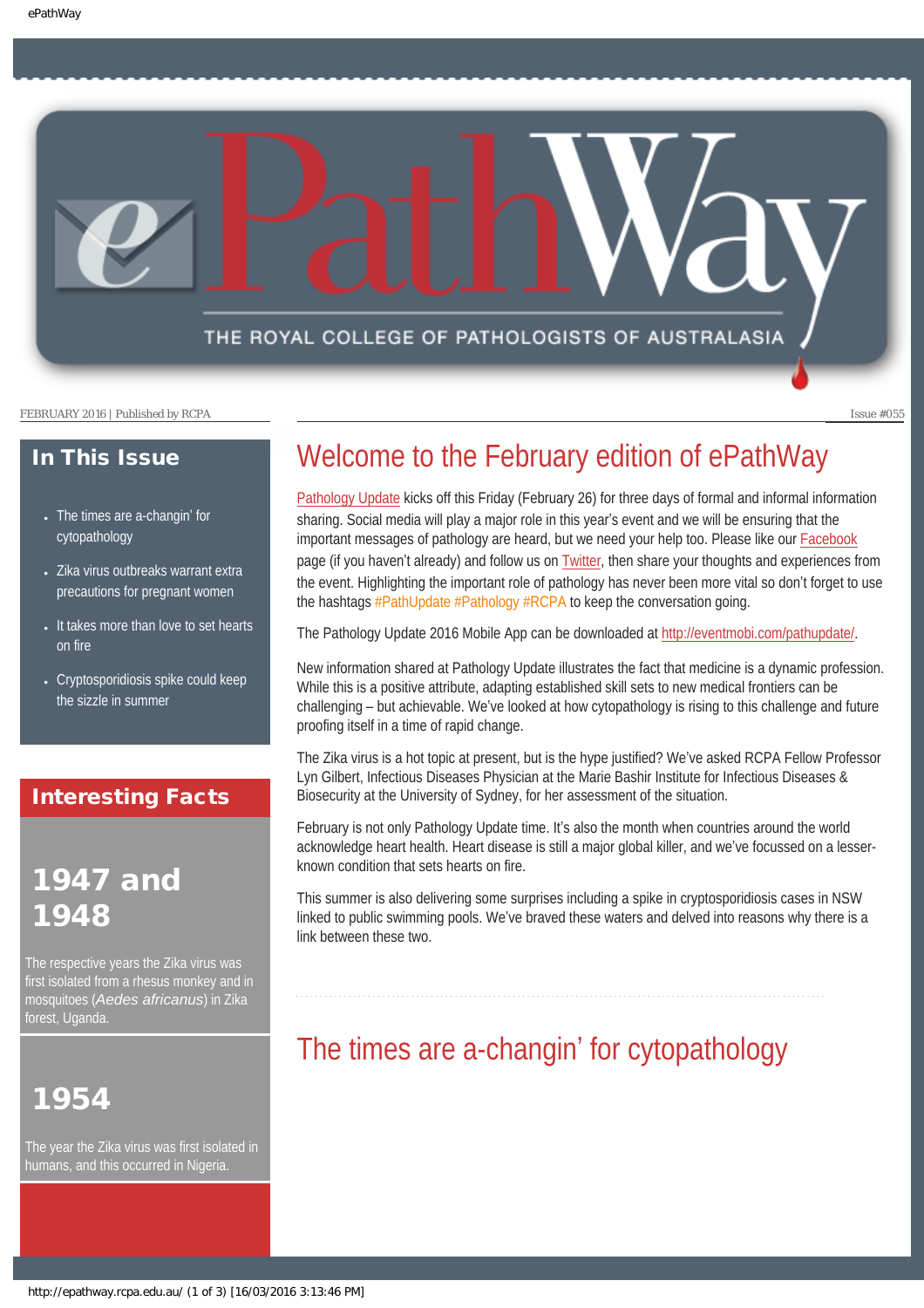# ePathWay

THE ROYAL COLLEGE OF PATHOLOGISTS OF AUSTRALASIA

FEBRUARY 2016 | Published by RCPA

Issue #055

## In This Issue

- The times are a-changin' for cytopathology
- Zika virus outbreaks warrant extra precautions for pregnant women
- It takes more than love to set hearts on fire
- Cryptosporidiosis spike could keep the sizzle in summer

## Interesting Facts

### 1947 and 1948

The respective years the Zika virus was first isolated from a rhesus monkey and in mosquitoes (*Aedes africanus*) in Zika forest, Uganda.

### 1954

The year the Zika virus was first isolated in humans, and this occurred in Nigeria.

## Welcome to the February edition of ePathWay

Pathology Update kicks off this Friday (February 26) for three days of formal and informal information sharing. Social media will play a major role in this year's event and we will be ensuring that the important messages of pathology are heard, but we need your help too. Please like our Facebook page (if you haven't already) and follow us on Twitter, then share your thoughts and experiences from the event. Highlighting the important role of pathology has never been more vital so don't forget to use the hashtags #PathUpdate #Pathology #RCPA to keep the conversation going.

The Pathology Update 2016 Mobile App can be downloaded at http://eventmobi.com/pathupdate/.

New information shared at Pathology Update illustrates the fact that medicine is a dynamic profession. While this is a positive attribute, adapting established skill sets to new medical frontiers can be challenging – but achievable. We've looked at how cytopathology is rising to this challenge and future proofing itself in a time of rapid change.

The Zika virus is a hot topic at present, but is the hype justified? We've asked RCPA Fellow Professor Lyn Gilbert, Infectious Diseases Physician at the Marie Bashir Institute for Infectious Diseases & Biosecurity at the University of Sydney, for her assessment of the situation.

February is not only Pathology Update time. It's also the month when countries around the world acknowledge heart health. Heart disease is still a major global killer, and we've focussed on a lesser-known condition that sets hearts on fire.

This summer is also delivering some surprises including a spike in cryptosporidiosis cases in NSW linked to public swimming pools. We've braved these waters and delved into reasons why there is a link between these two.

## The times are a-changin' for cytopathology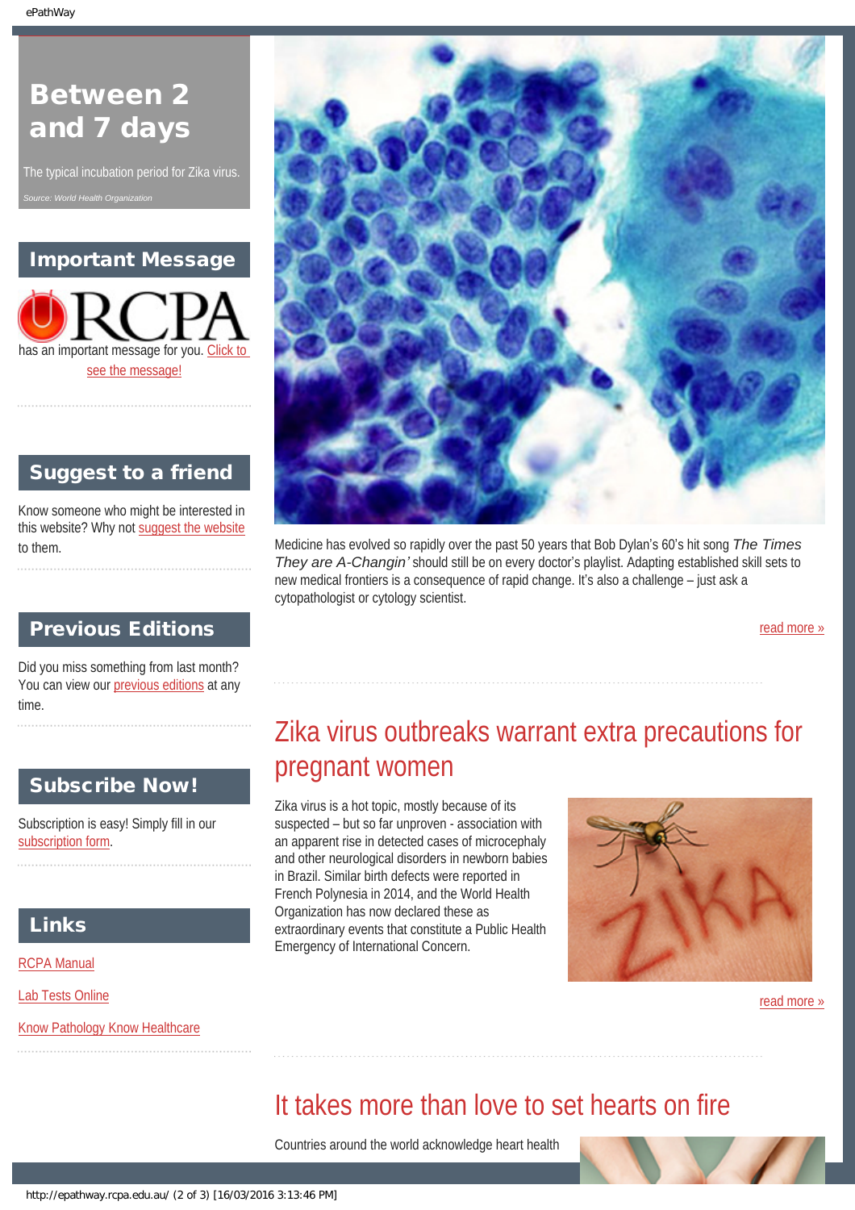# Between 2 and 7 days

The typical incubation period for Zika virus.

*Source: World Health Organization*

## Important Message

RCPA has an important message for you. Click to see the message!

## Suggest to a friend

Know someone who might be interested in this website? Why not suggest the website to them.

## Previous Editions

Did you miss something from last month? You can view our previous editions at any time.

## Subscribe Now!

Subscription is easy! Simply fill in our subscription form.

## Links

RCPA Manual

Lab Tests Online

Know Pathology Know Healthcare

---

Medicine has evolved so rapidly over the past 50 years that Bob Dylan's 60's hit song *The Times They are A-Changin'* should still be on every doctor's playlist. Adapting established skill sets to new medical frontiers is a consequence of rapid change. It's also a challenge – just ask a cytopathologist or cytology scientist.

read more »

## Zika virus outbreaks warrant extra precautions for pregnant women

Zika virus is a hot topic, mostly because of its suspected – but so far unproven - association with an apparent rise in detected cases of microcephaly and other neurological disorders in newborn babies in Brazil. Similar birth defects were reported in French Polynesia in 2014, and the World Health Organization has now declared these as extraordinary events that constitute a Public Health Emergency of International Concern.

read more »

## It takes more than love to set hearts on fire

Countries around the world acknowledge heart health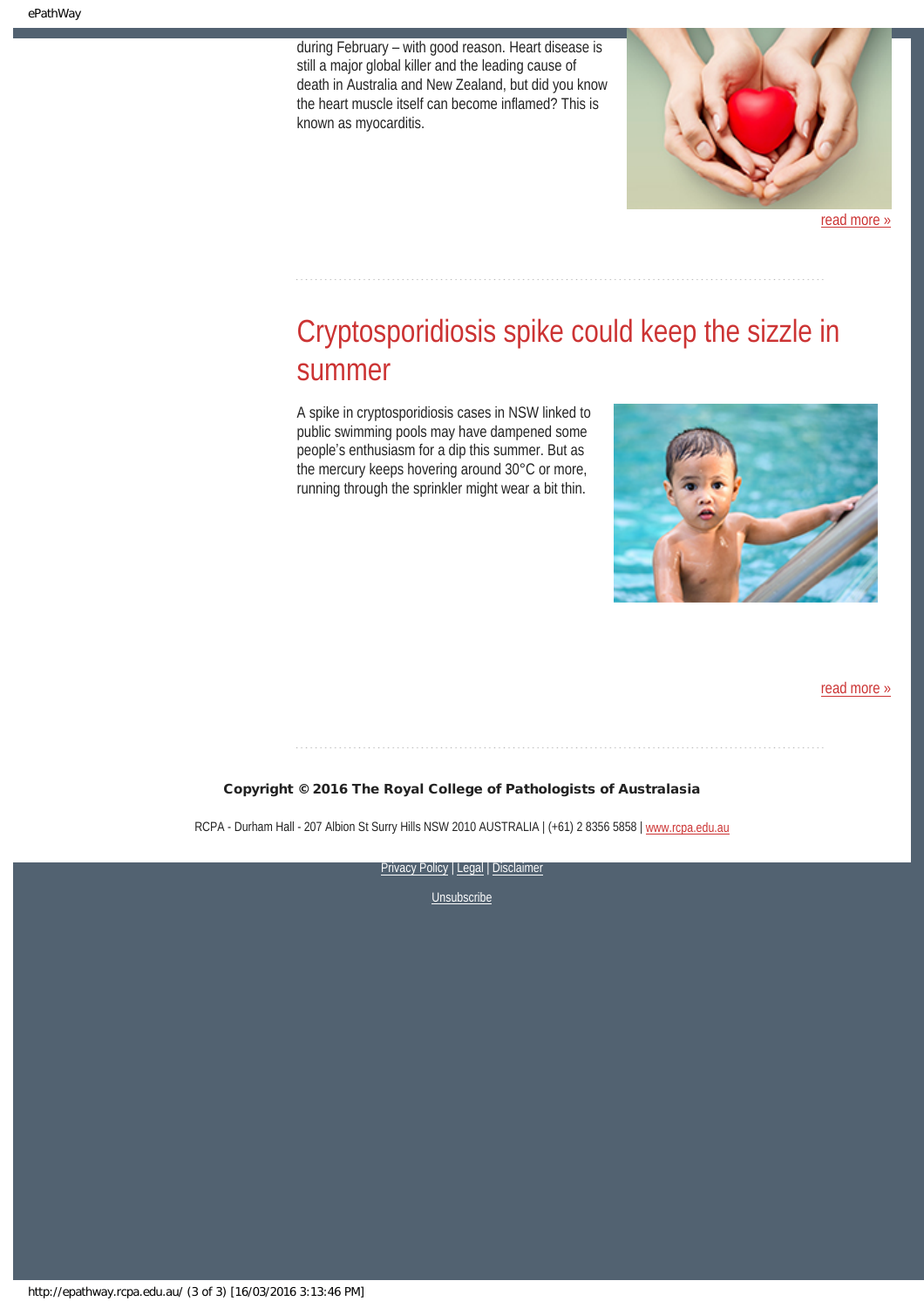during February – with good reason. Heart disease is still a major global killer and the leading cause of death in Australia and New Zealand, but did you know the heart muscle itself can become inflamed? This is known as myocarditis.

read more »

## Cryptosporidiosis spike could keep the sizzle in summer

A spike in cryptosporidiosis cases in NSW linked to public swimming pools may have dampened some people's enthusiasm for a dip this summer. But as the mercury keeps hovering around 30°C or more, running through the sprinkler might wear a bit thin.

read more »

**Copyright © 2016 The Royal College of Pathologists of Australasia**

RCPA - Durham Hall - 207 Albion St Surry Hills NSW 2010 AUSTRALIA | (+61) 2 8356 5858 | www.rcpa.edu.au

Privacy Policy | Legal | Disclaimer

Unsubscribe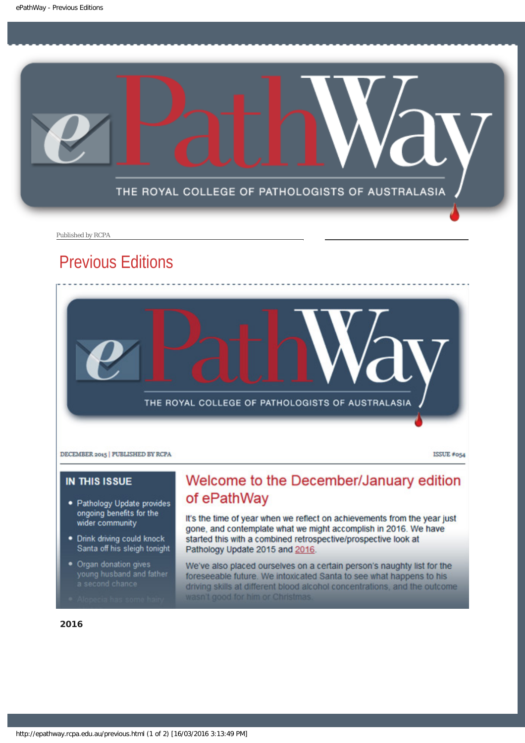# ePathWay

THE ROYAL COLLEGE OF PATHOLOGISTS OF AUSTRALASIA

Published by RCPA

## Previous Editions

# ePathWay

THE ROYAL COLLEGE OF PATHOLOGISTS OF AUSTRALASIA

DECEMBER 2015 | PUBLISHED BY RCPA ISSUE #054

**IN THIS ISSUE**

- Pathology Update provides ongoing benefits for the wider community
- Drink driving could knock Santa off his sleigh tonight
- Organ donation gives young husband and father a second chance
- Alopecia has some hairy

### Welcome to the December/January edition of ePathWay

It's the time of year when we reflect on achievements from the year just gone, and contemplate what we might accomplish in 2016. We have started this with a combined retrospective/prospective look at Pathology Update 2015 and 2016.

We've also placed ourselves on a certain person's naughty list for the foreseeable future. We intoxicated Santa to see what happens to his driving skills at different blood alcohol concentrations, and the outcome wasn't good for him or Christmas.

**2016**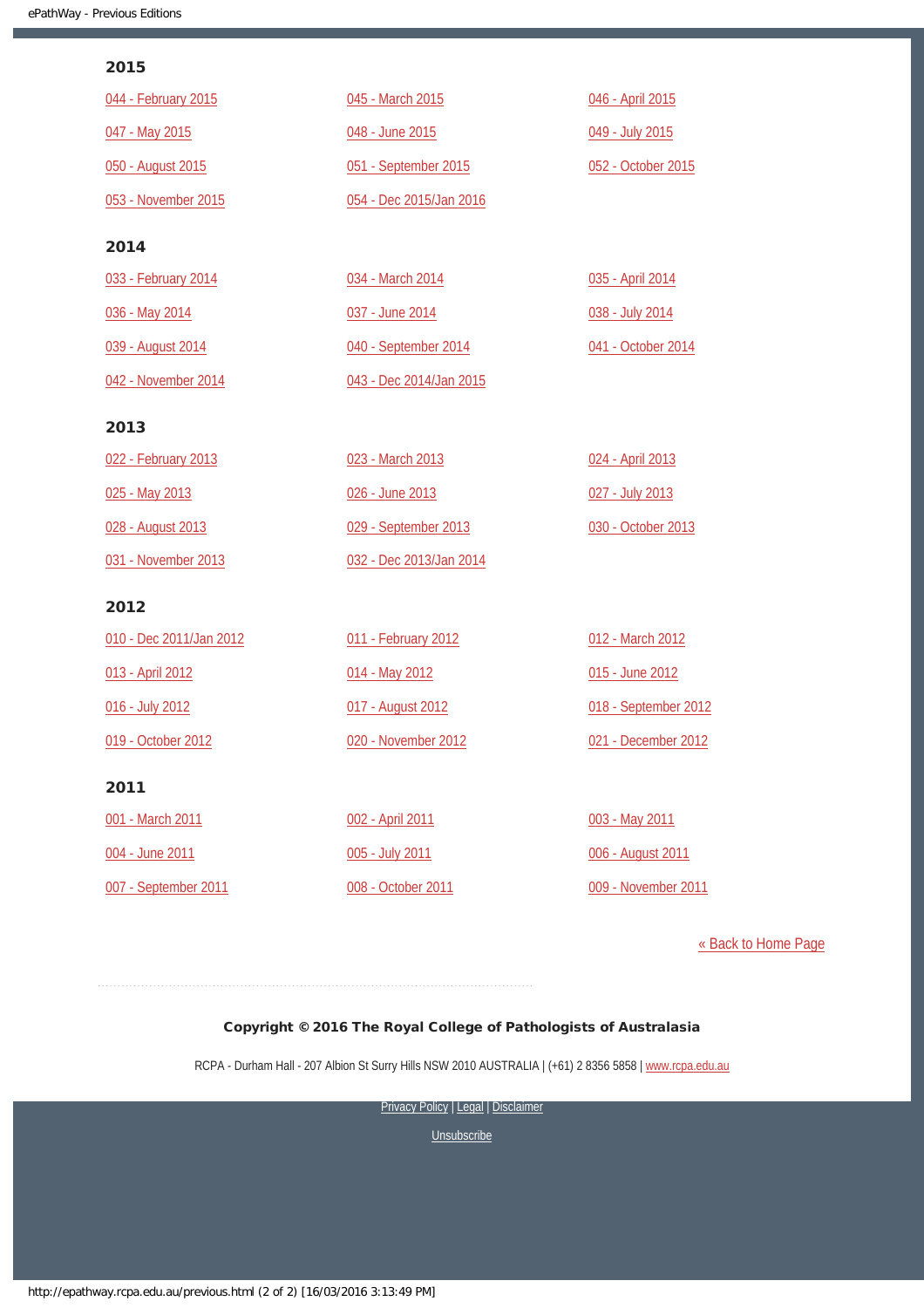## 2015

044 - February 2015

045 - March 2015

046 - April 2015

047 - May 2015

048 - June 2015

049 - July 2015

050 - August 2015

051 - September 2015

052 - October 2015

053 - November 2015

054 - Dec 2015/Jan 2016

## 2014

033 - February 2014

034 - March 2014

035 - April 2014

036 - May 2014

037 - June 2014

038 - July 2014

039 - August 2014

040 - September 2014

041 - October 2014

042 - November 2014

043 - Dec 2014/Jan 2015

## 2013

022 - February 2013

023 - March 2013

024 - April 2013

025 - May 2013

026 - June 2013

027 - July 2013

028 - August 2013

029 - September 2013

030 - October 2013

031 - November 2013

032 - Dec 2013/Jan 2014

## 2012

010 - Dec 2011/Jan 2012

011 - February 2012

012 - March 2012

013 - April 2012

014 - May 2012

015 - June 2012

016 - July 2012

017 - August 2012

018 - September 2012

019 - October 2012

020 - November 2012

021 - December 2012

## 2011

001 - March 2011

002 - April 2011

003 - May 2011

004 - June 2011

005 - July 2011

006 - August 2011

007 - September 2011

008 - October 2011

009 - November 2011

« Back to Home Page

**Copyright © 2016 The Royal College of Pathologists of Australasia**

RCPA - Durham Hall - 207 Albion St Surry Hills NSW 2010 AUSTRALIA | (+61) 2 8356 5858 | www.rcpa.edu.au

Privacy Policy | Legal | Disclaimer

Unsubscribe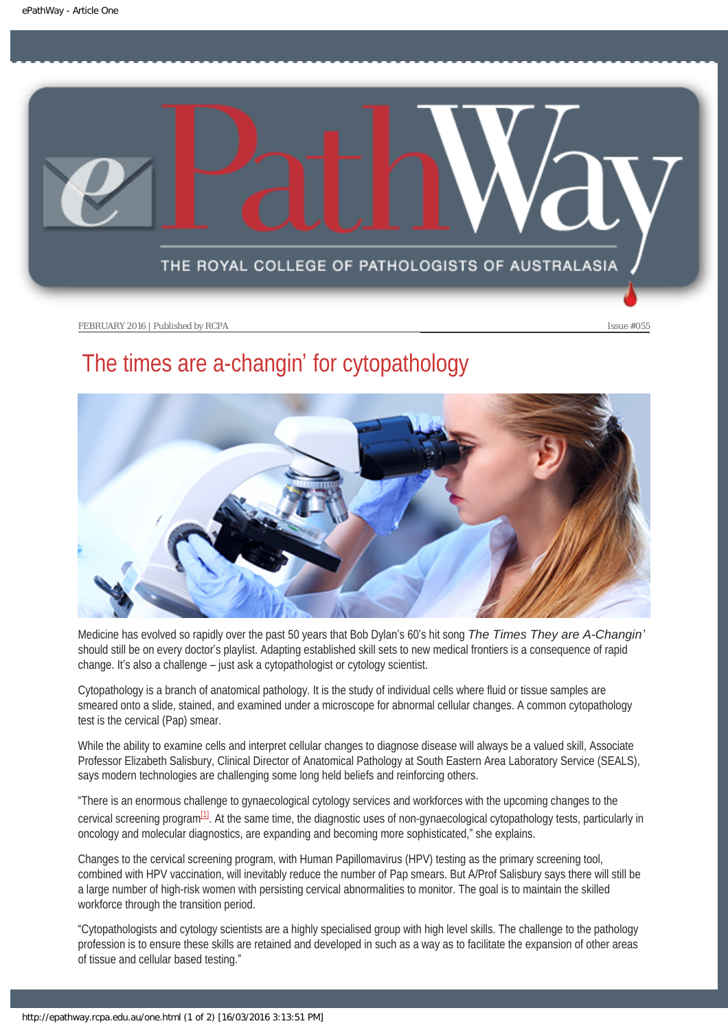FEBRUARY 2016 | Published by RCPA

Issue #055

# The times are a-changin' for cytopathology

Medicine has evolved so rapidly over the past 50 years that Bob Dylan's 60's hit song *The Times They are A-Changin'* should still be on every doctor's playlist. Adapting established skill sets to new medical frontiers is a consequence of rapid change. It's also a challenge – just ask a cytopathologist or cytology scientist.

Cytopathology is a branch of anatomical pathology. It is the study of individual cells where fluid or tissue samples are smeared onto a slide, stained, and examined under a microscope for abnormal cellular changes. A common cytopathology test is the cervical (Pap) smear.

While the ability to examine cells and interpret cellular changes to diagnose disease will always be a valued skill, Associate Professor Elizabeth Salisbury, Clinical Director of Anatomical Pathology at South Eastern Area Laboratory Service (SEALS), says modern technologies are challenging some long held beliefs and reinforcing others.

"There is an enormous challenge to gynaecological cytology services and workforces with the upcoming changes to the cervical screening program[1]. At the same time, the diagnostic uses of non-gynaecological cytopathology tests, particularly in oncology and molecular diagnostics, are expanding and becoming more sophisticated," she explains.

Changes to the cervical screening program, with Human Papillomavirus (HPV) testing as the primary screening tool, combined with HPV vaccination, will inevitably reduce the number of Pap smears. But A/Prof Salisbury says there will still be a large number of high-risk women with persisting cervical abnormalities to monitor. The goal is to maintain the skilled workforce through the transition period.

"Cytopathologists and cytology scientists are a highly specialised group with high level skills. The challenge to the pathology profession is to ensure these skills are retained and developed in such as a way as to facilitate the expansion of other areas of tissue and cellular based testing."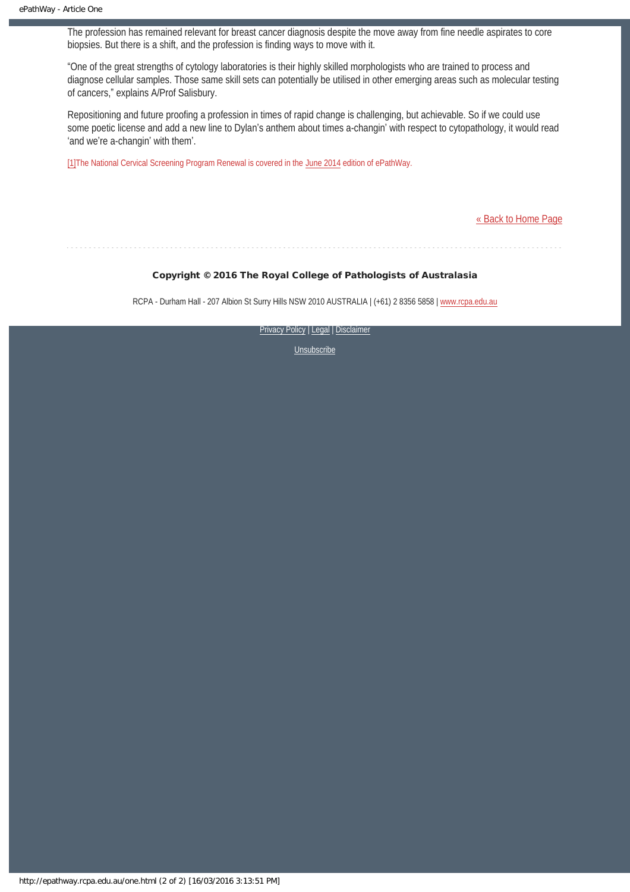The profession has remained relevant for breast cancer diagnosis despite the move away from fine needle aspirates to core biopsies. But there is a shift, and the profession is finding ways to move with it.

"One of the great strengths of cytology laboratories is their highly skilled morphologists who are trained to process and diagnose cellular samples. Those same skill sets can potentially be utilised in other emerging areas such as molecular testing of cancers," explains A/Prof Salisbury.

Repositioning and future proofing a profession in times of rapid change is challenging, but achievable. So if we could use some poetic license and add a new line to Dylan's anthem about times a-changin' with respect to cytopathology, it would read 'and we're a-changin' with them'.

[1]The National Cervical Screening Program Renewal is covered in the June 2014 edition of ePathWay.

« Back to Home Page

**Copyright © 2016 The Royal College of Pathologists of Australasia**

RCPA - Durham Hall - 207 Albion St Surry Hills NSW 2010 AUSTRALIA | (+61) 2 8356 5858 | www.rcpa.edu.au

Privacy Policy | Legal | Disclaimer

Unsubscribe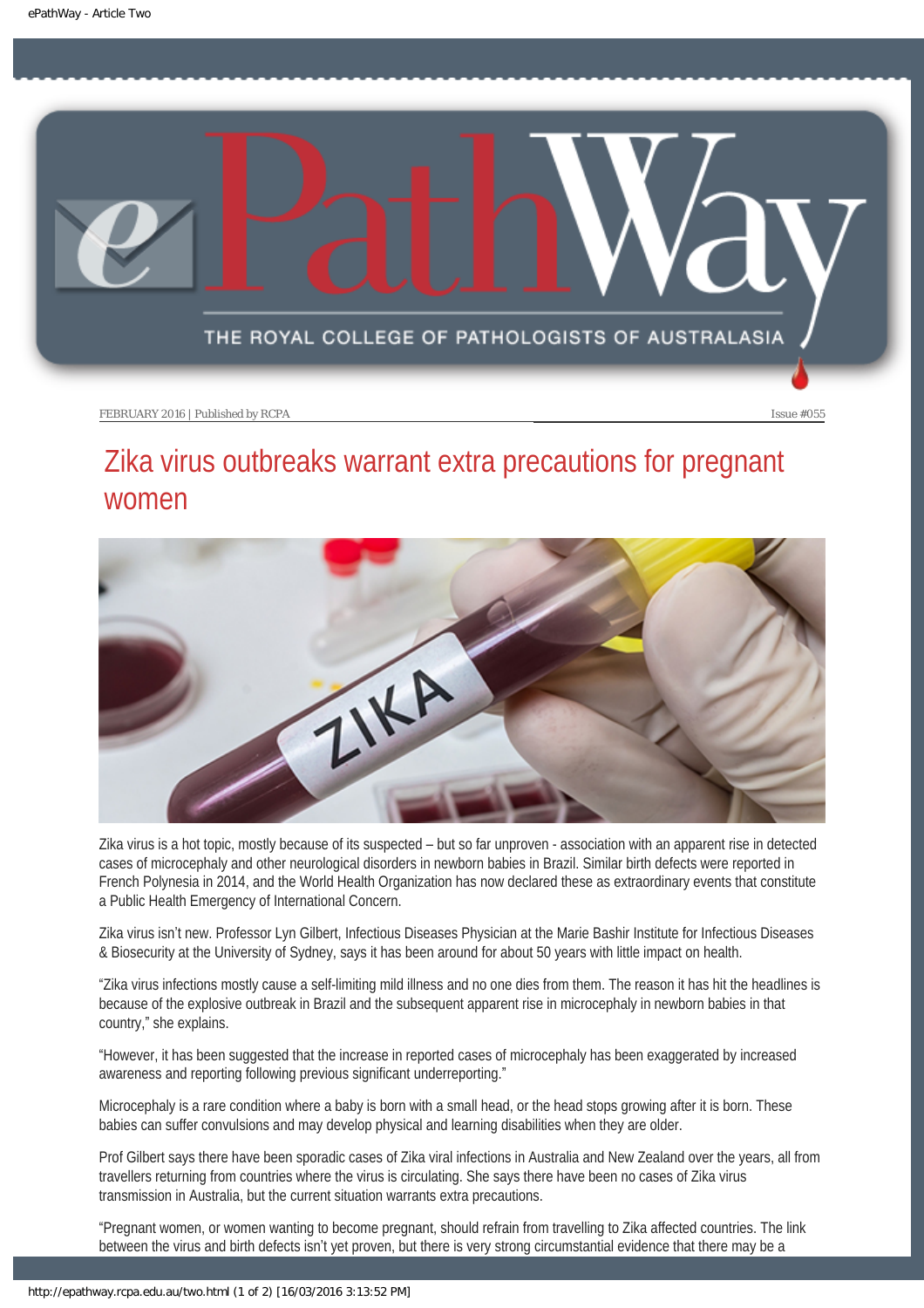FEBRUARY 2016 | Published by RCPA

Issue #055

# Zika virus outbreaks warrant extra precautions for pregnant women

Zika virus is a hot topic, mostly because of its suspected – but so far unproven - association with an apparent rise in detected cases of microcephaly and other neurological disorders in newborn babies in Brazil. Similar birth defects were reported in French Polynesia in 2014, and the World Health Organization has now declared these as extraordinary events that constitute a Public Health Emergency of International Concern.

Zika virus isn't new. Professor Lyn Gilbert, Infectious Diseases Physician at the Marie Bashir Institute for Infectious Diseases & Biosecurity at the University of Sydney, says it has been around for about 50 years with little impact on health.

"Zika virus infections mostly cause a self-limiting mild illness and no one dies from them. The reason it has hit the headlines is because of the explosive outbreak in Brazil and the subsequent apparent rise in microcephaly in newborn babies in that country," she explains.

"However, it has been suggested that the increase in reported cases of microcephaly has been exaggerated by increased awareness and reporting following previous significant underreporting."

Microcephaly is a rare condition where a baby is born with a small head, or the head stops growing after it is born. These babies can suffer convulsions and may develop physical and learning disabilities when they are older.

Prof Gilbert says there have been sporadic cases of Zika viral infections in Australia and New Zealand over the years, all from travellers returning from countries where the virus is circulating. She says there have been no cases of Zika virus transmission in Australia, but the current situation warrants extra precautions.

"Pregnant women, or women wanting to become pregnant, should refrain from travelling to Zika affected countries. The link between the virus and birth defects isn't yet proven, but there is very strong circumstantial evidence that there may be a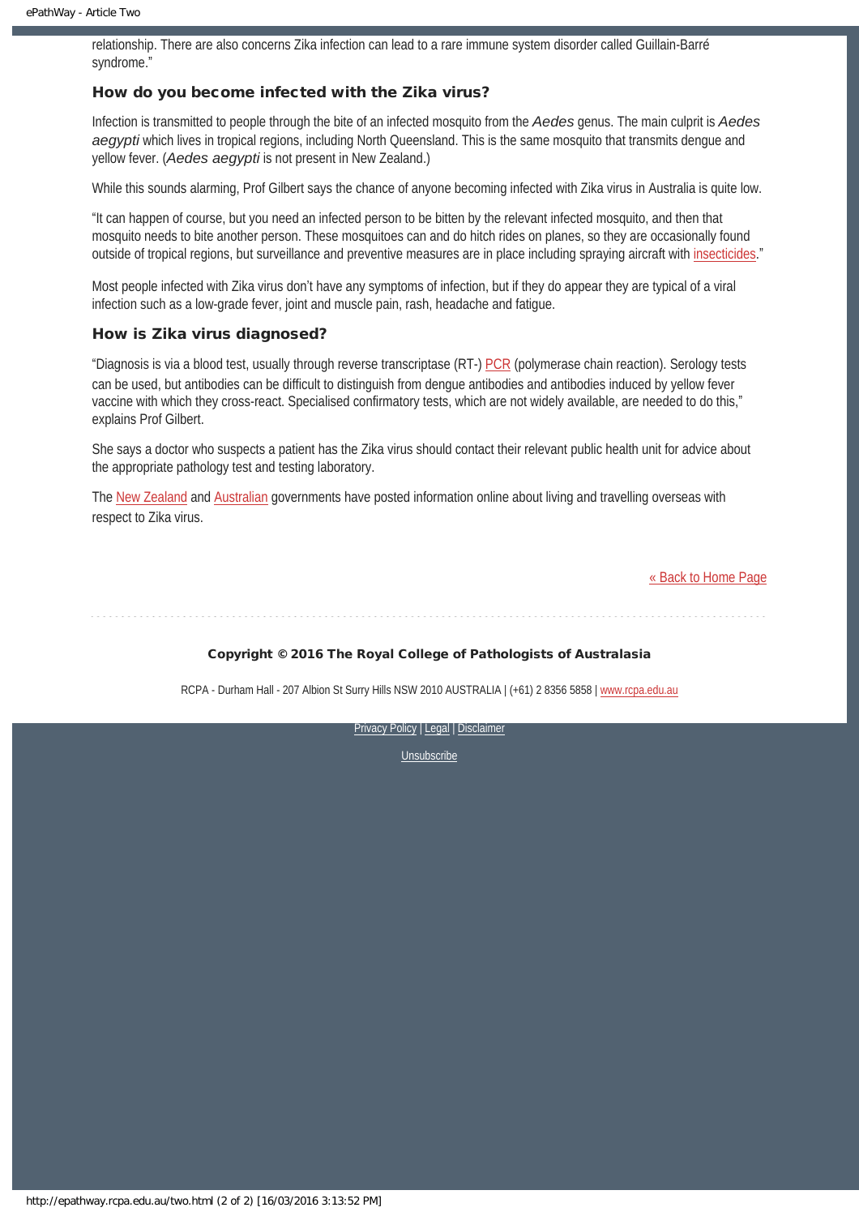relationship. There are also concerns Zika infection can lead to a rare immune system disorder called Guillain-Barré syndrome."

### How do you become infected with the Zika virus?

Infection is transmitted to people through the bite of an infected mosquito from the *Aedes* genus. The main culprit is *Aedes aegypti* which lives in tropical regions, including North Queensland. This is the same mosquito that transmits dengue and yellow fever. (*Aedes aegypti* is not present in New Zealand.)

While this sounds alarming, Prof Gilbert says the chance of anyone becoming infected with Zika virus in Australia is quite low.

"It can happen of course, but you need an infected person to be bitten by the relevant infected mosquito, and then that mosquito needs to bite another person. These mosquitoes can and do hitch rides on planes, so they are occasionally found outside of tropical regions, but surveillance and preventive measures are in place including spraying aircraft with insecticides."

Most people infected with Zika virus don't have any symptoms of infection, but if they do appear they are typical of a viral infection such as a low-grade fever, joint and muscle pain, rash, headache and fatigue.

### How is Zika virus diagnosed?

"Diagnosis is via a blood test, usually through reverse transcriptase (RT-) PCR (polymerase chain reaction). Serology tests can be used, but antibodies can be difficult to distinguish from dengue antibodies and antibodies induced by yellow fever vaccine with which they cross-react. Specialised confirmatory tests, which are not widely available, are needed to do this," explains Prof Gilbert.

She says a doctor who suspects a patient has the Zika virus should contact their relevant public health unit for advice about the appropriate pathology test and testing laboratory.

The New Zealand and Australian governments have posted information online about living and travelling overseas with respect to Zika virus.

« Back to Home Page

**Copyright © 2016 The Royal College of Pathologists of Australasia**

RCPA - Durham Hall - 207 Albion St Surry Hills NSW 2010 AUSTRALIA | (+61) 2 8356 5858 | www.rcpa.edu.au

Privacy Policy | Legal | Disclaimer

Unsubscribe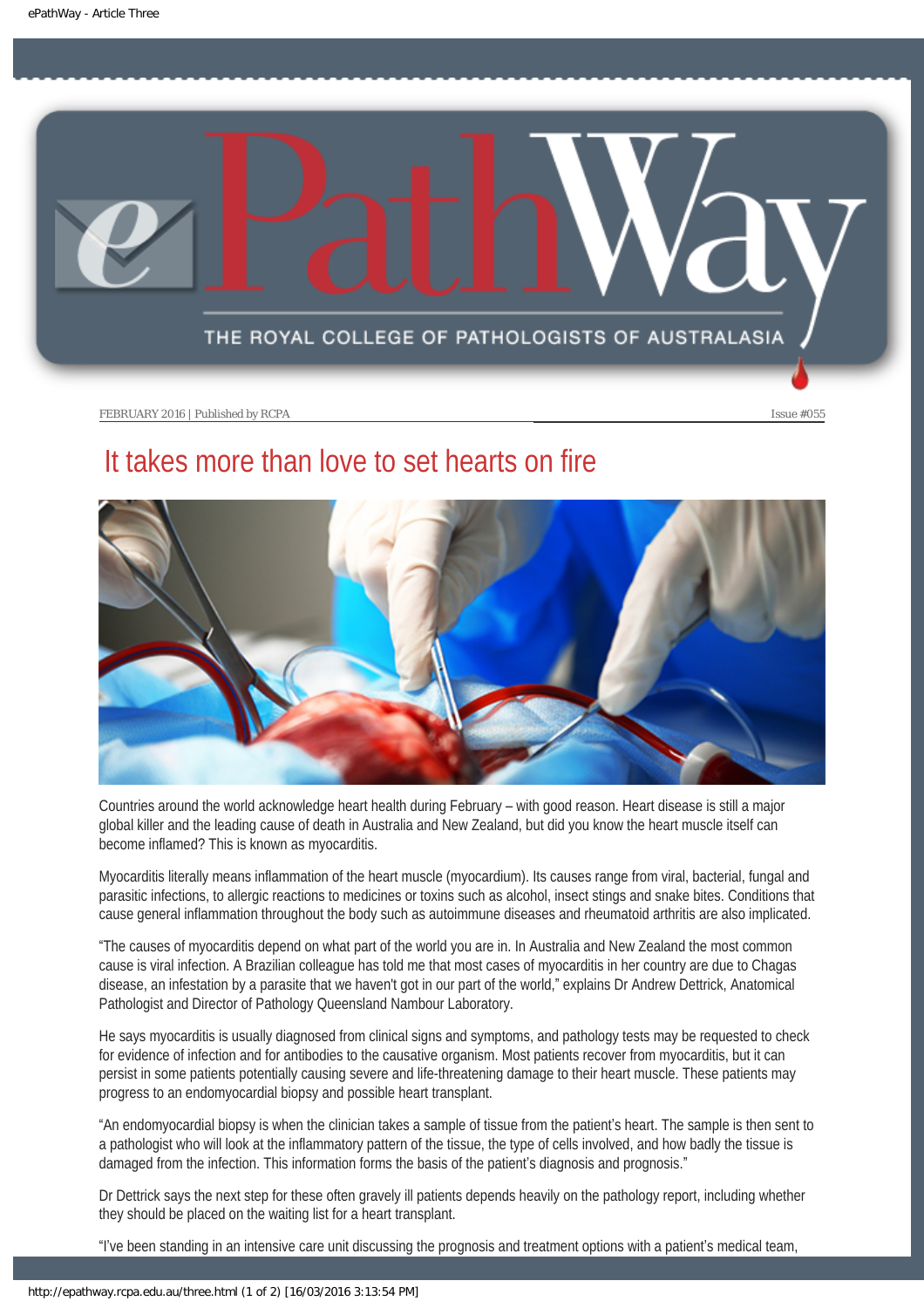# It takes more than love to set hearts on fire

Countries around the world acknowledge heart health during February – with good reason. Heart disease is still a major global killer and the leading cause of death in Australia and New Zealand, but did you know the heart muscle itself can become inflamed? This is known as myocarditis.

Myocarditis literally means inflammation of the heart muscle (myocardium). Its causes range from viral, bacterial, fungal and parasitic infections, to allergic reactions to medicines or toxins such as alcohol, insect stings and snake bites. Conditions that cause general inflammation throughout the body such as autoimmune diseases and rheumatoid arthritis are also implicated.

"The causes of myocarditis depend on what part of the world you are in. In Australia and New Zealand the most common cause is viral infection. A Brazilian colleague has told me that most cases of myocarditis in her country are due to Chagas disease, an infestation by a parasite that we haven't got in our part of the world," explains Dr Andrew Dettrick, Anatomical Pathologist and Director of Pathology Queensland Nambour Laboratory.

He says myocarditis is usually diagnosed from clinical signs and symptoms, and pathology tests may be requested to check for evidence of infection and for antibodies to the causative organism. Most patients recover from myocarditis, but it can persist in some patients potentially causing severe and life-threatening damage to their heart muscle. These patients may progress to an endomyocardial biopsy and possible heart transplant.

"An endomyocardial biopsy is when the clinician takes a sample of tissue from the patient's heart. The sample is then sent to a pathologist who will look at the inflammatory pattern of the tissue, the type of cells involved, and how badly the tissue is damaged from the infection. This information forms the basis of the patient's diagnosis and prognosis."

Dr Dettrick says the next step for these often gravely ill patients depends heavily on the pathology report, including whether they should be placed on the waiting list for a heart transplant.

"I've been standing in an intensive care unit discussing the prognosis and treatment options with a patient's medical team,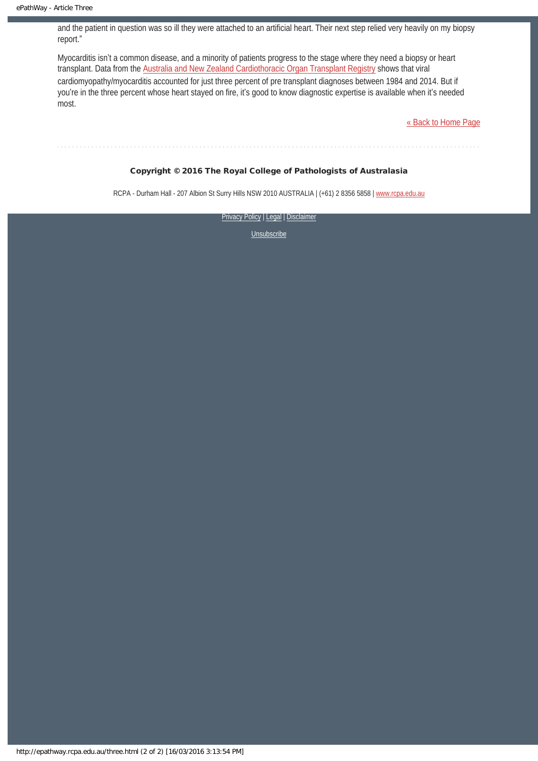and the patient in question was so ill they were attached to an artificial heart. Their next step relied very heavily on my biopsy report."

Myocarditis isn't a common disease, and a minority of patients progress to the stage where they need a biopsy or heart transplant. Data from the Australia and New Zealand Cardiothoracic Organ Transplant Registry shows that viral cardiomyopathy/myocarditis accounted for just three percent of pre transplant diagnoses between 1984 and 2014. But if you're in the three percent whose heart stayed on fire, it's good to know diagnostic expertise is available when it's needed most.

« Back to Home Page

---

**Copyright © 2016 The Royal College of Pathologists of Australasia**

RCPA - Durham Hall - 207 Albion St Surry Hills NSW 2010 AUSTRALIA | (+61) 2 8356 5858 | www.rcpa.edu.au

Privacy Policy | Legal | Disclaimer

Unsubscribe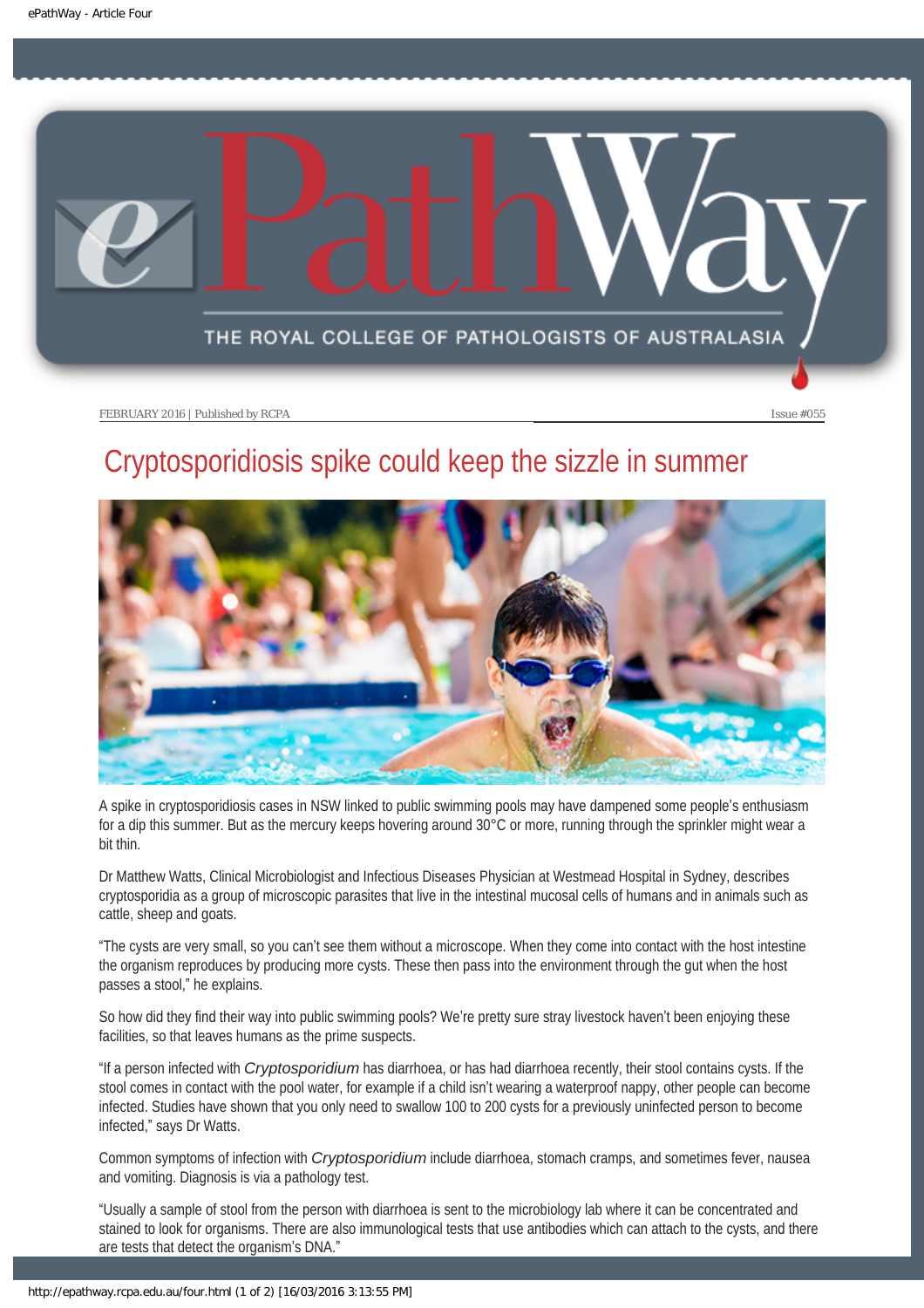FEBRUARY 2016 | Published by RCPA

Issue #055

# Cryptosporidiosis spike could keep the sizzle in summer

A spike in cryptosporidiosis cases in NSW linked to public swimming pools may have dampened some people's enthusiasm for a dip this summer. But as the mercury keeps hovering around 30°C or more, running through the sprinkler might wear a bit thin.

Dr Matthew Watts, Clinical Microbiologist and Infectious Diseases Physician at Westmead Hospital in Sydney, describes cryptosporidia as a group of microscopic parasites that live in the intestinal mucosal cells of humans and in animals such as cattle, sheep and goats.

"The cysts are very small, so you can't see them without a microscope. When they come into contact with the host intestine the organism reproduces by producing more cysts. These then pass into the environment through the gut when the host passes a stool," he explains.

So how did they find their way into public swimming pools? We're pretty sure stray livestock haven't been enjoying these facilities, so that leaves humans as the prime suspects.

"If a person infected with *Cryptosporidium* has diarrhoea, or has had diarrhoea recently, their stool contains cysts. If the stool comes in contact with the pool water, for example if a child isn't wearing a waterproof nappy, other people can become infected. Studies have shown that you only need to swallow 100 to 200 cysts for a previously uninfected person to become infected," says Dr Watts.

Common symptoms of infection with *Cryptosporidium* include diarrhoea, stomach cramps, and sometimes fever, nausea and vomiting. Diagnosis is via a pathology test.

"Usually a sample of stool from the person with diarrhoea is sent to the microbiology lab where it can be concentrated and stained to look for organisms. There are also immunological tests that use antibodies which can attach to the cysts, and there are tests that detect the organism's DNA."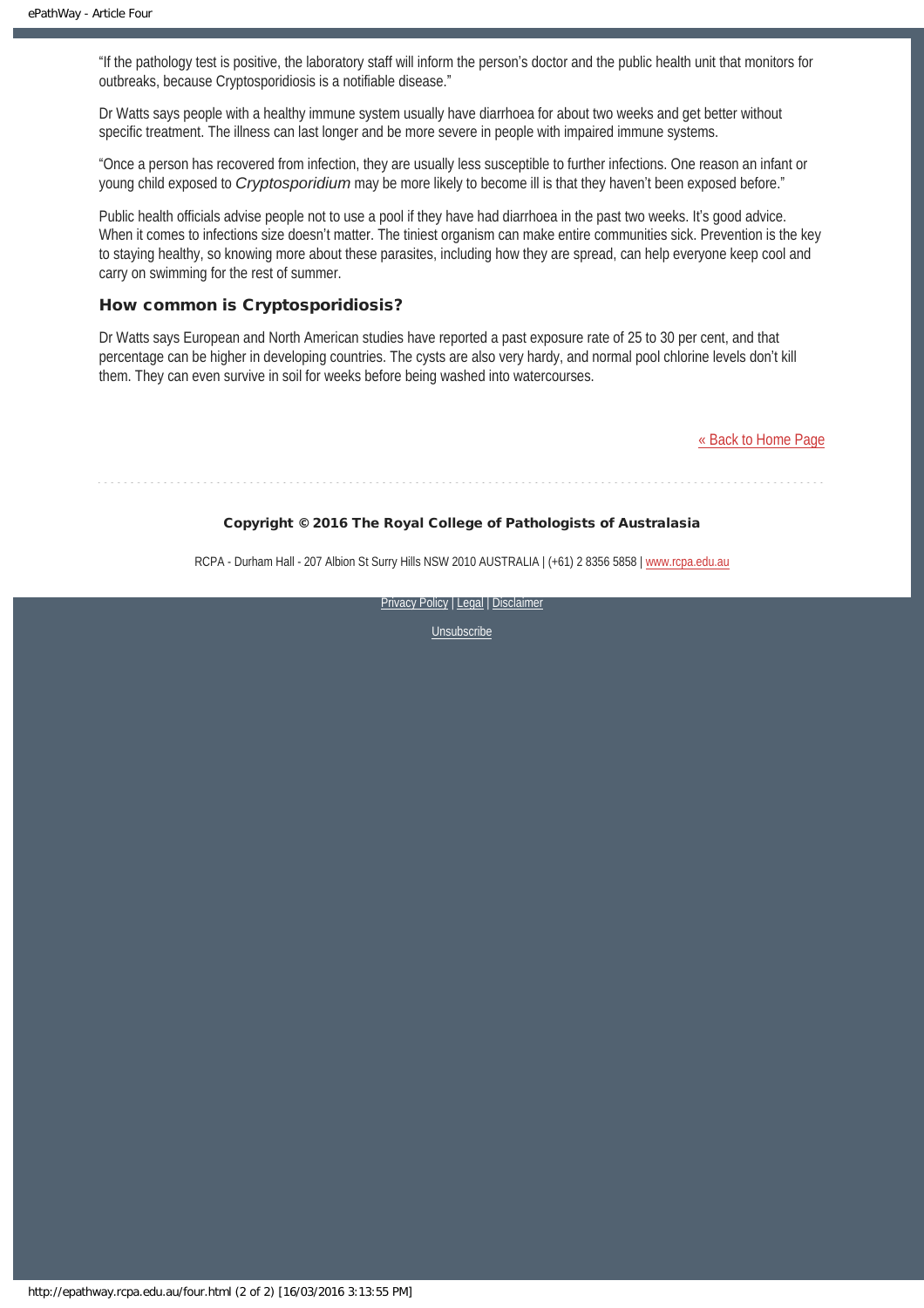"If the pathology test is positive, the laboratory staff will inform the person's doctor and the public health unit that monitors for outbreaks, because Cryptosporidiosis is a notifiable disease."

Dr Watts says people with a healthy immune system usually have diarrhoea for about two weeks and get better without specific treatment. The illness can last longer and be more severe in people with impaired immune systems.

"Once a person has recovered from infection, they are usually less susceptible to further infections. One reason an infant or young child exposed to *Cryptosporidium* may be more likely to become ill is that they haven't been exposed before."

Public health officials advise people not to use a pool if they have had diarrhoea in the past two weeks. It's good advice. When it comes to infections size doesn't matter. The tiniest organism can make entire communities sick. Prevention is the key to staying healthy, so knowing more about these parasites, including how they are spread, can help everyone keep cool and carry on swimming for the rest of summer.

### How common is Cryptosporidiosis?

Dr Watts says European and North American studies have reported a past exposure rate of 25 to 30 per cent, and that percentage can be higher in developing countries. The cysts are also very hardy, and normal pool chlorine levels don't kill them. They can even survive in soil for weeks before being washed into watercourses.

[« Back to Home Page]

**Copyright © 2016 The Royal College of Pathologists of Australasia**

RCPA - Durham Hall - 207 Albion St Surry Hills NSW 2010 AUSTRALIA | (+61) 2 8356 5858 | www.rcpa.edu.au

Privacy Policy | Legal | Disclaimer

Unsubscribe